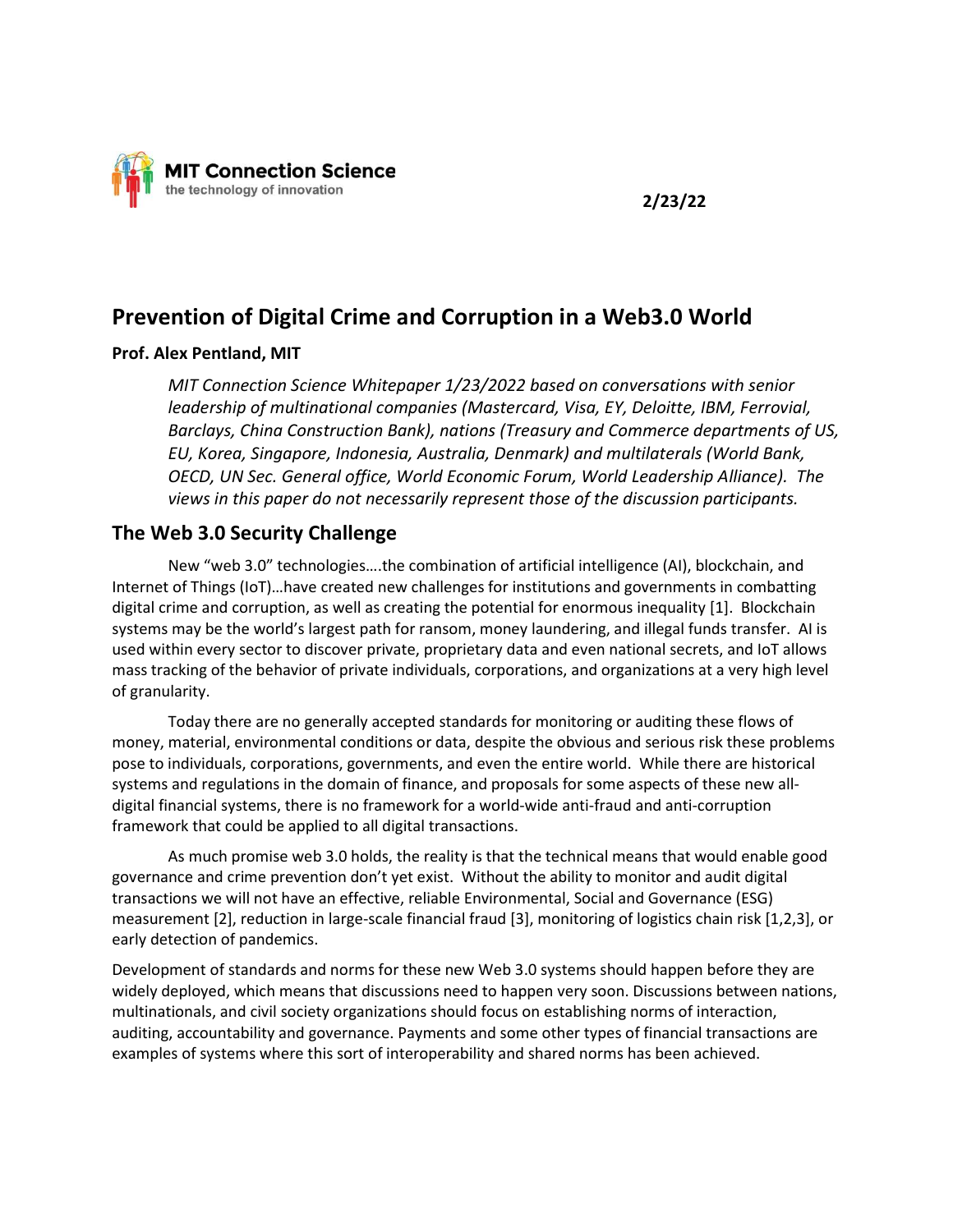MIT Connection Science
the technology of innovation

**2/23/22**

# Prevention of Digital Crime and Corruption in a Web3.0 World

**Prof. Alex Pentland, MIT**

*MIT Connection Science Whitepaper 1/23/2022 based on conversations with senior leadership of multinational companies (Mastercard, Visa, EY, Deloitte, IBM, Ferrovial, Barclays, China Construction Bank), nations (Treasury and Commerce departments of US, EU, Korea, Singapore, Indonesia, Australia, Denmark) and multilaterals (World Bank, OECD, UN Sec. General office, World Economic Forum, World Leadership Alliance). The views in this paper do not necessarily represent those of the discussion participants.*

## The Web 3.0 Security Challenge

New "web 3.0" technologies….the combination of artificial intelligence (AI), blockchain, and Internet of Things (IoT)…have created new challenges for institutions and governments in combatting digital crime and corruption, as well as creating the potential for enormous inequality [1]. Blockchain systems may be the world's largest path for ransom, money laundering, and illegal funds transfer. AI is used within every sector to discover private, proprietary data and even national secrets, and IoT allows mass tracking of the behavior of private individuals, corporations, and organizations at a very high level of granularity.

Today there are no generally accepted standards for monitoring or auditing these flows of money, material, environmental conditions or data, despite the obvious and serious risk these problems pose to individuals, corporations, governments, and even the entire world. While there are historical systems and regulations in the domain of finance, and proposals for some aspects of these new all-digital financial systems, there is no framework for a world-wide anti-fraud and anti-corruption framework that could be applied to all digital transactions.

As much promise web 3.0 holds, the reality is that the technical means that would enable good governance and crime prevention don't yet exist. Without the ability to monitor and audit digital transactions we will not have an effective, reliable Environmental, Social and Governance (ESG) measurement [2], reduction in large-scale financial fraud [3], monitoring of logistics chain risk [1,2,3], or early detection of pandemics.

Development of standards and norms for these new Web 3.0 systems should happen before they are widely deployed, which means that discussions need to happen very soon. Discussions between nations, multinationals, and civil society organizations should focus on establishing norms of interaction, auditing, accountability and governance. Payments and some other types of financial transactions are examples of systems where this sort of interoperability and shared norms has been achieved.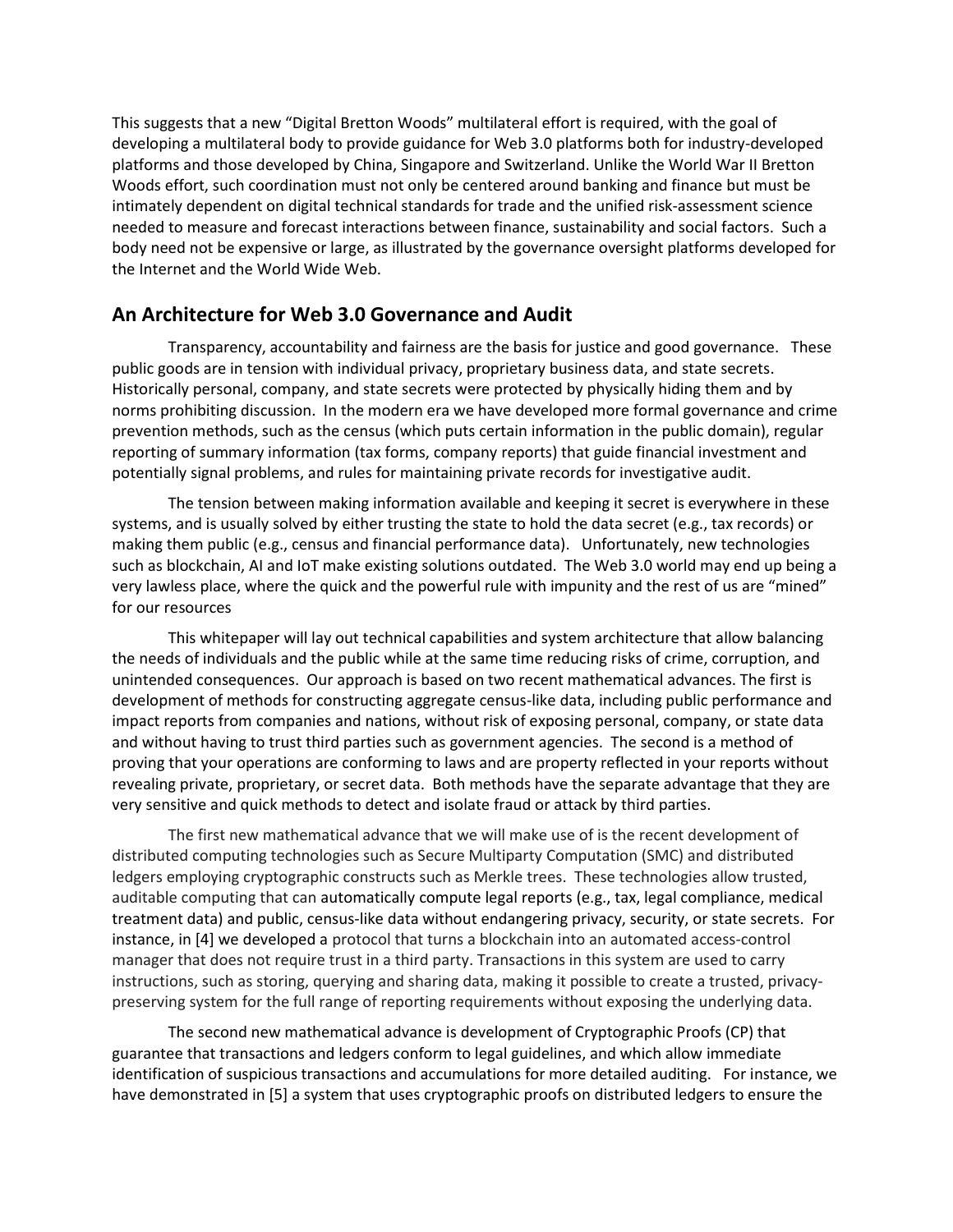This suggests that a new "Digital Bretton Woods" multilateral effort is required, with the goal of developing a multilateral body to provide guidance for Web 3.0 platforms both for industry-developed platforms and those developed by China, Singapore and Switzerland. Unlike the World War II Bretton Woods effort, such coordination must not only be centered around banking and finance but must be intimately dependent on digital technical standards for trade and the unified risk-assessment science needed to measure and forecast interactions between finance, sustainability and social factors. Such a body need not be expensive or large, as illustrated by the governance oversight platforms developed for the Internet and the World Wide Web.

## An Architecture for Web 3.0 Governance and Audit

Transparency, accountability and fairness are the basis for justice and good governance. These public goods are in tension with individual privacy, proprietary business data, and state secrets. Historically personal, company, and state secrets were protected by physically hiding them and by norms prohibiting discussion. In the modern era we have developed more formal governance and crime prevention methods, such as the census (which puts certain information in the public domain), regular reporting of summary information (tax forms, company reports) that guide financial investment and potentially signal problems, and rules for maintaining private records for investigative audit.

The tension between making information available and keeping it secret is everywhere in these systems, and is usually solved by either trusting the state to hold the data secret (e.g., tax records) or making them public (e.g., census and financial performance data). Unfortunately, new technologies such as blockchain, AI and IoT make existing solutions outdated. The Web 3.0 world may end up being a very lawless place, where the quick and the powerful rule with impunity and the rest of us are "mined" for our resources

This whitepaper will lay out technical capabilities and system architecture that allow balancing the needs of individuals and the public while at the same time reducing risks of crime, corruption, and unintended consequences. Our approach is based on two recent mathematical advances. The first is development of methods for constructing aggregate census-like data, including public performance and impact reports from companies and nations, without risk of exposing personal, company, or state data and without having to trust third parties such as government agencies. The second is a method of proving that your operations are conforming to laws and are property reflected in your reports without revealing private, proprietary, or secret data. Both methods have the separate advantage that they are very sensitive and quick methods to detect and isolate fraud or attack by third parties.

The first new mathematical advance that we will make use of is the recent development of distributed computing technologies such as Secure Multiparty Computation (SMC) and distributed ledgers employing cryptographic constructs such as Merkle trees. These technologies allow trusted, auditable computing that can automatically compute legal reports (e.g., tax, legal compliance, medical treatment data) and public, census-like data without endangering privacy, security, or state secrets. For instance, in [4] we developed a protocol that turns a blockchain into an automated access-control manager that does not require trust in a third party. Transactions in this system are used to carry instructions, such as storing, querying and sharing data, making it possible to create a trusted, privacy-preserving system for the full range of reporting requirements without exposing the underlying data.

The second new mathematical advance is development of Cryptographic Proofs (CP) that guarantee that transactions and ledgers conform to legal guidelines, and which allow immediate identification of suspicious transactions and accumulations for more detailed auditing. For instance, we have demonstrated in [5] a system that uses cryptographic proofs on distributed ledgers to ensure the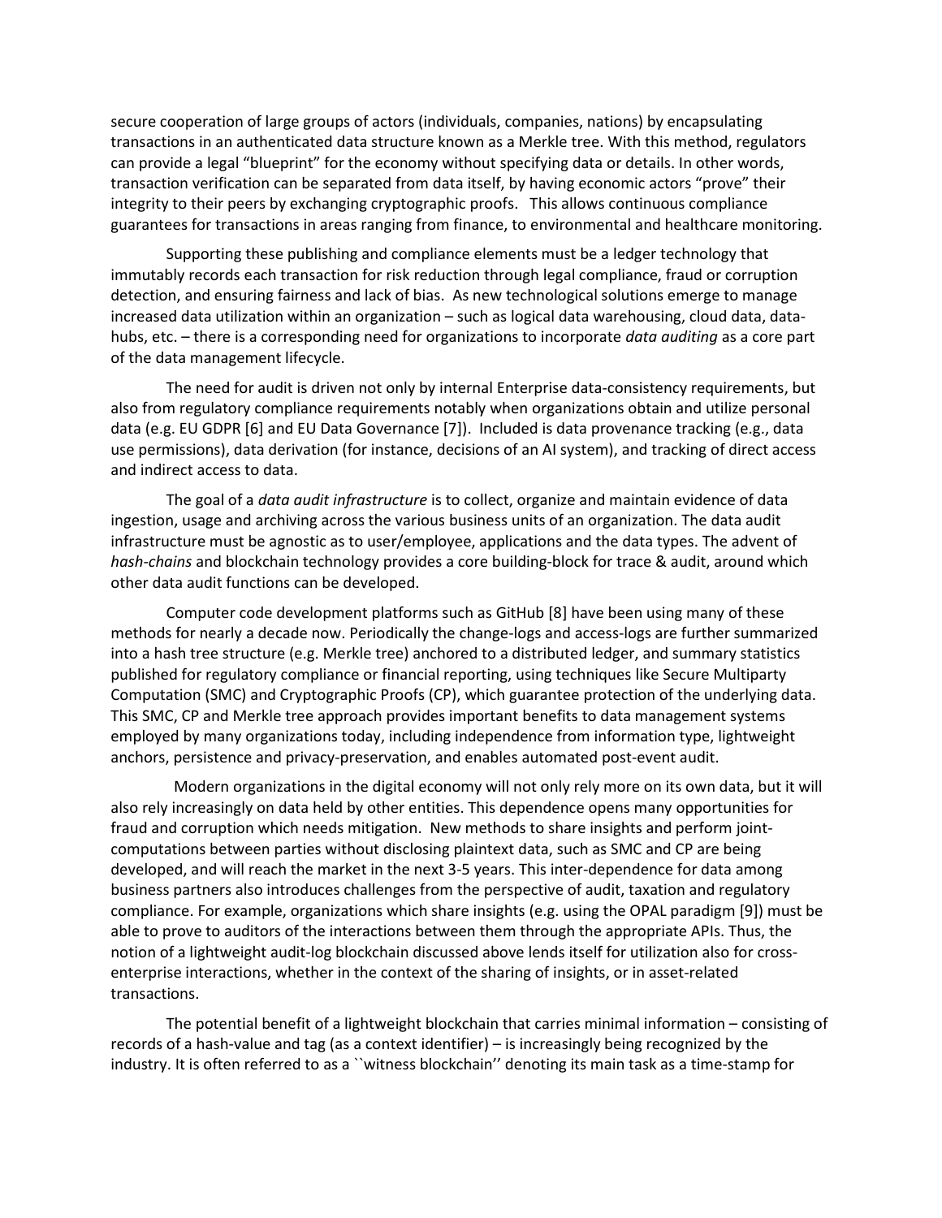secure cooperation of large groups of actors (individuals, companies, nations) by encapsulating transactions in an authenticated data structure known as a Merkle tree. With this method, regulators can provide a legal "blueprint" for the economy without specifying data or details. In other words, transaction verification can be separated from data itself, by having economic actors "prove" their integrity to their peers by exchanging cryptographic proofs. This allows continuous compliance guarantees for transactions in areas ranging from finance, to environmental and healthcare monitoring.

Supporting these publishing and compliance elements must be a ledger technology that immutably records each transaction for risk reduction through legal compliance, fraud or corruption detection, and ensuring fairness and lack of bias. As new technological solutions emerge to manage increased data utilization within an organization – such as logical data warehousing, cloud data, data-hubs, etc. – there is a corresponding need for organizations to incorporate *data auditing* as a core part of the data management lifecycle.

The need for audit is driven not only by internal Enterprise data-consistency requirements, but also from regulatory compliance requirements notably when organizations obtain and utilize personal data (e.g. EU GDPR [6] and EU Data Governance [7]). Included is data provenance tracking (e.g., data use permissions), data derivation (for instance, decisions of an AI system), and tracking of direct access and indirect access to data.

The goal of a *data audit infrastructure* is to collect, organize and maintain evidence of data ingestion, usage and archiving across the various business units of an organization. The data audit infrastructure must be agnostic as to user/employee, applications and the data types. The advent of *hash-chains* and blockchain technology provides a core building-block for trace & audit, around which other data audit functions can be developed.

Computer code development platforms such as GitHub [8] have been using many of these methods for nearly a decade now. Periodically the change-logs and access-logs are further summarized into a hash tree structure (e.g. Merkle tree) anchored to a distributed ledger, and summary statistics published for regulatory compliance or financial reporting, using techniques like Secure Multiparty Computation (SMC) and Cryptographic Proofs (CP), which guarantee protection of the underlying data. This SMC, CP and Merkle tree approach provides important benefits to data management systems employed by many organizations today, including independence from information type, lightweight anchors, persistence and privacy-preservation, and enables automated post-event audit.

Modern organizations in the digital economy will not only rely more on its own data, but it will also rely increasingly on data held by other entities. This dependence opens many opportunities for fraud and corruption which needs mitigation. New methods to share insights and perform joint-computations between parties without disclosing plaintext data, such as SMC and CP are being developed, and will reach the market in the next 3-5 years. This inter-dependence for data among business partners also introduces challenges from the perspective of audit, taxation and regulatory compliance. For example, organizations which share insights (e.g. using the OPAL paradigm [9]) must be able to prove to auditors of the interactions between them through the appropriate APIs. Thus, the notion of a lightweight audit-log blockchain discussed above lends itself for utilization also for cross-enterprise interactions, whether in the context of the sharing of insights, or in asset-related transactions.

The potential benefit of a lightweight blockchain that carries minimal information – consisting of records of a hash-value and tag (as a context identifier) – is increasingly being recognized by the industry. It is often referred to as a ``witness blockchain'' denoting its main task as a time-stamp for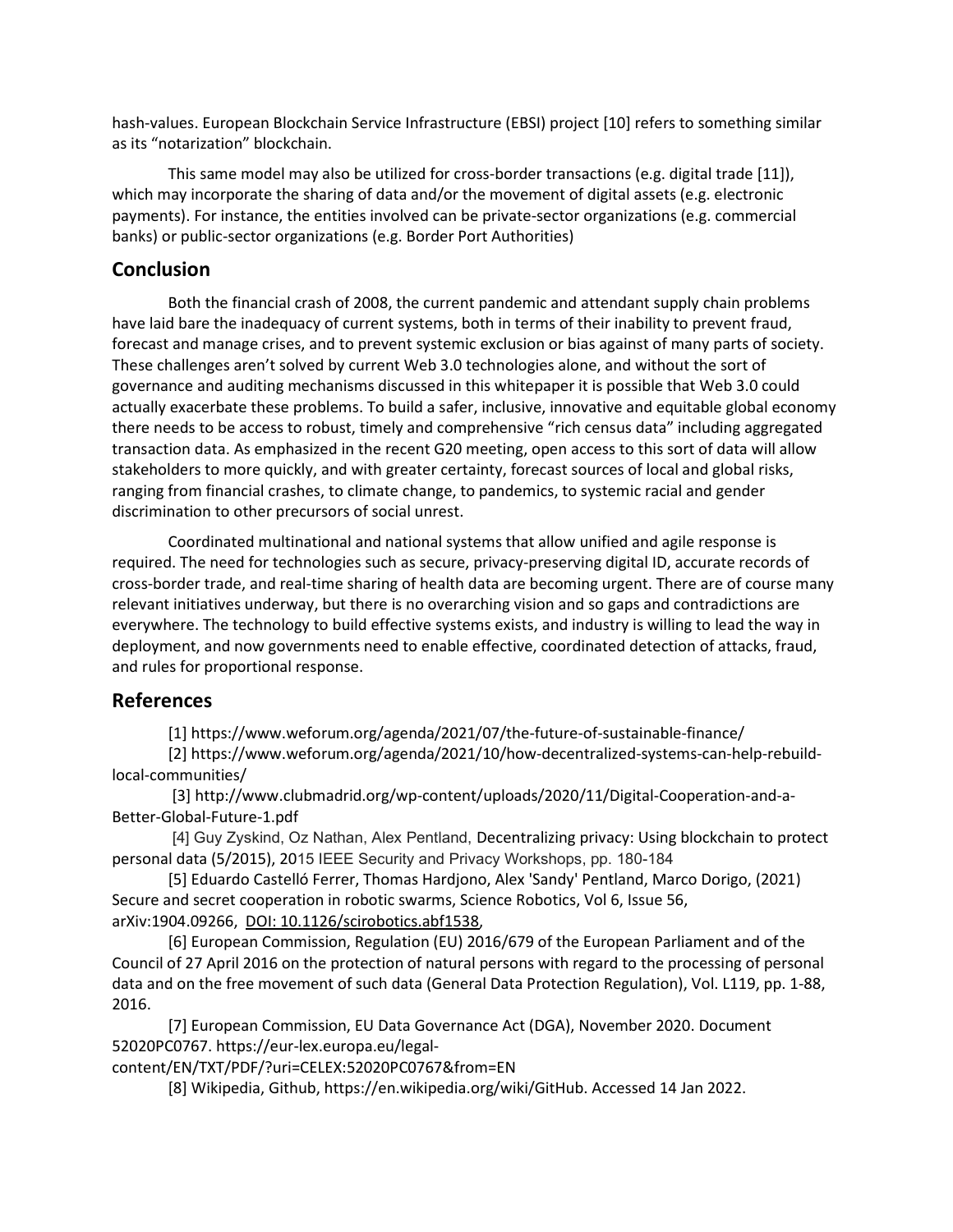hash-values. European Blockchain Service Infrastructure (EBSI) project [10] refers to something similar as its "notarization" blockchain.

This same model may also be utilized for cross-border transactions (e.g. digital trade [11]), which may incorporate the sharing of data and/or the movement of digital assets (e.g. electronic payments). For instance, the entities involved can be private-sector organizations (e.g. commercial banks) or public-sector organizations (e.g. Border Port Authorities)

## Conclusion

Both the financial crash of 2008, the current pandemic and attendant supply chain problems have laid bare the inadequacy of current systems, both in terms of their inability to prevent fraud, forecast and manage crises, and to prevent systemic exclusion or bias against of many parts of society. These challenges aren't solved by current Web 3.0 technologies alone, and without the sort of governance and auditing mechanisms discussed in this whitepaper it is possible that Web 3.0 could actually exacerbate these problems. To build a safer, inclusive, innovative and equitable global economy there needs to be access to robust, timely and comprehensive "rich census data" including aggregated transaction data. As emphasized in the recent G20 meeting, open access to this sort of data will allow stakeholders to more quickly, and with greater certainty, forecast sources of local and global risks, ranging from financial crashes, to climate change, to pandemics, to systemic racial and gender discrimination to other precursors of social unrest.

Coordinated multinational and national systems that allow unified and agile response is required. The need for technologies such as secure, privacy-preserving digital ID, accurate records of cross-border trade, and real-time sharing of health data are becoming urgent. There are of course many relevant initiatives underway, but there is no overarching vision and so gaps and contradictions are everywhere. The technology to build effective systems exists, and industry is willing to lead the way in deployment, and now governments need to enable effective, coordinated detection of attacks, fraud, and rules for proportional response.

## References

[1] https://www.weforum.org/agenda/2021/07/the-future-of-sustainable-finance/

[2] https://www.weforum.org/agenda/2021/10/how-decentralized-systems-can-help-rebuild-local-communities/

[3] http://www.clubmadrid.org/wp-content/uploads/2020/11/Digital-Cooperation-and-a-Better-Global-Future-1.pdf

[4] Guy Zyskind, Oz Nathan, Alex Pentland, Decentralizing privacy: Using blockchain to protect personal data (5/2015), 2015 IEEE Security and Privacy Workshops, pp. 180-184

[5] Eduardo Castelló Ferrer, Thomas Hardjono, Alex 'Sandy' Pentland, Marco Dorigo, (2021) Secure and secret cooperation in robotic swarms, Science Robotics, Vol 6, Issue 56, arXiv:1904.09266, DOI: 10.1126/scirobotics.abf1538,

[6] European Commission, Regulation (EU) 2016/679 of the European Parliament and of the Council of 27 April 2016 on the protection of natural persons with regard to the processing of personal data and on the free movement of such data (General Data Protection Regulation), Vol. L119, pp. 1-88, 2016.

[7] European Commission, EU Data Governance Act (DGA), November 2020. Document 52020PC0767. https://eur-lex.europa.eu/legal-content/EN/TXT/PDF/?uri=CELEX:52020PC0767&from=EN

[8] Wikipedia, Github, https://en.wikipedia.org/wiki/GitHub. Accessed 14 Jan 2022.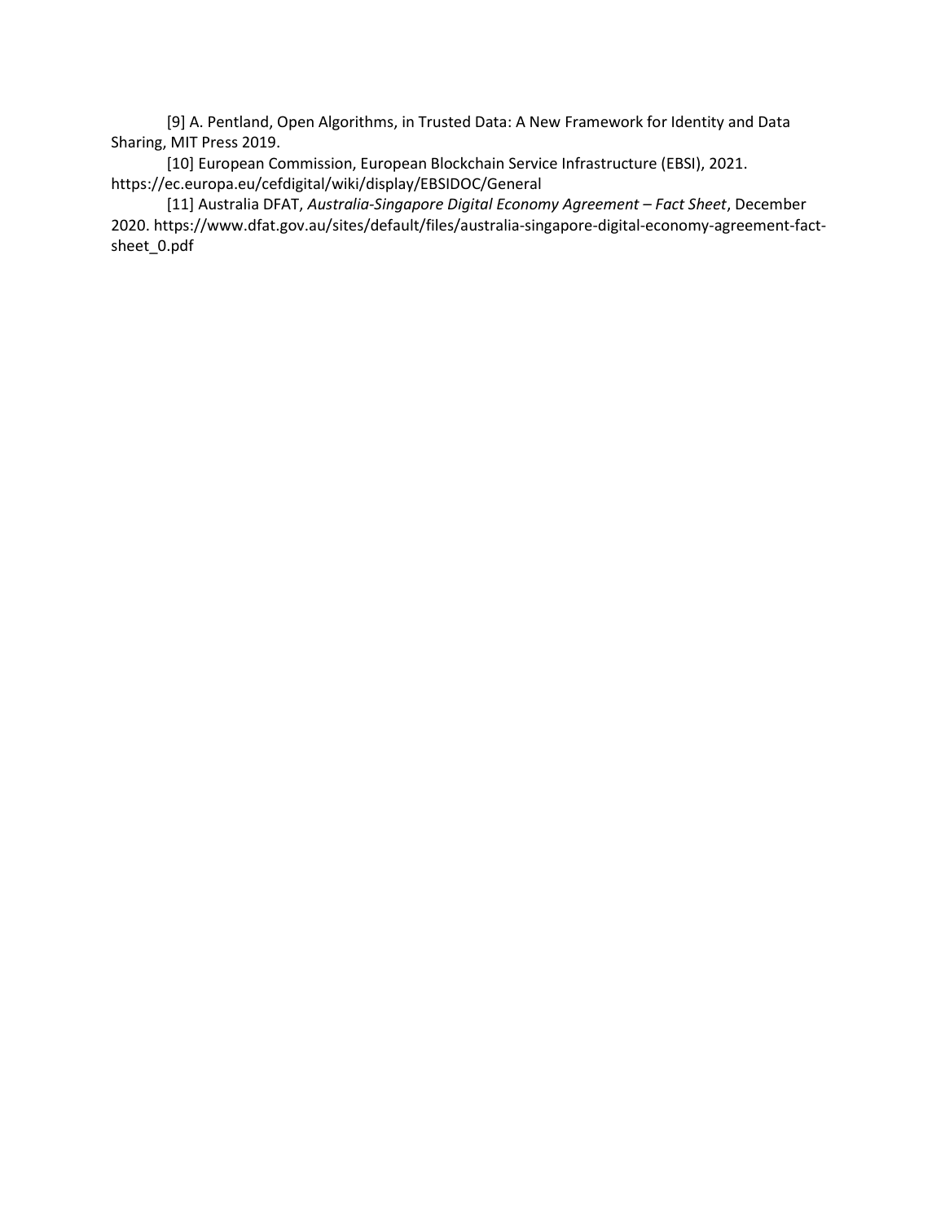[9] A. Pentland, Open Algorithms, in Trusted Data: A New Framework for Identity and Data Sharing, MIT Press 2019.

[10] European Commission, European Blockchain Service Infrastructure (EBSI), 2021. https://ec.europa.eu/cefdigital/wiki/display/EBSIDOC/General

[11] Australia DFAT, *Australia-Singapore Digital Economy Agreement – Fact Sheet*, December 2020. https://www.dfat.gov.au/sites/default/files/australia-singapore-digital-economy-agreement-fact-sheet_0.pdf